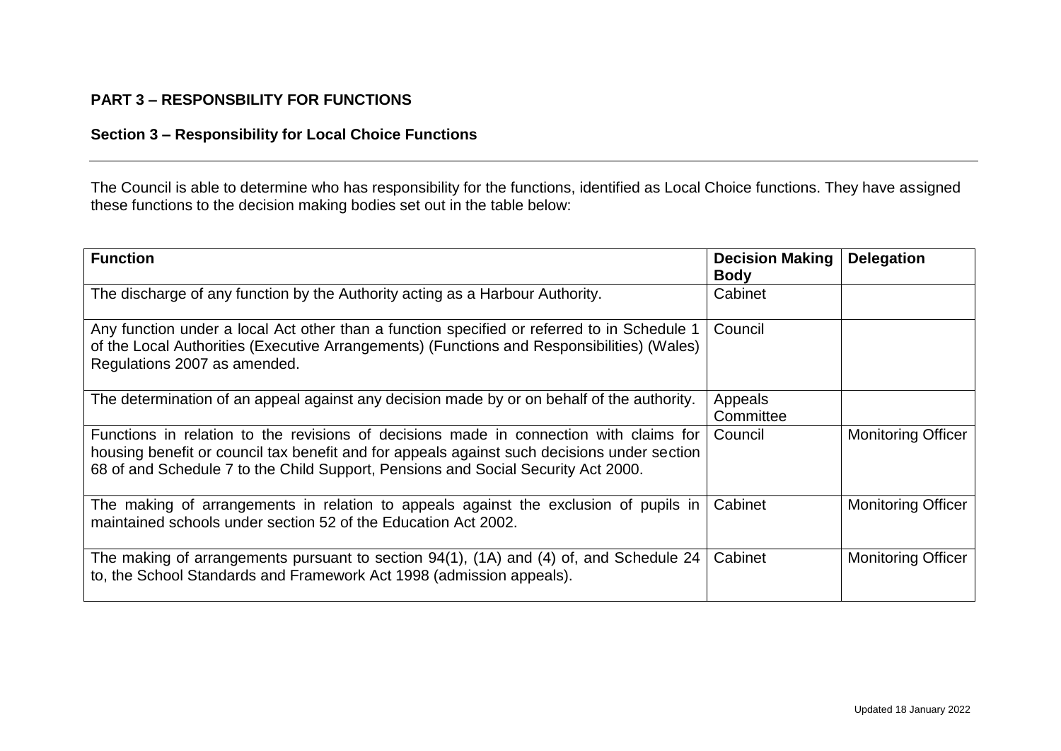**PART 3 – RESPONSBILITY FOR FUNCTIONS**

**Section 3 – Responsibility for Local Choice Functions**

---

The Council is able to determine who has responsibility for the functions, identified as Local Choice functions. They have assigned these functions to the decision making bodies set out in the table below:

| Function | Decision Making Body | Delegation |
|---|---|---|
| The discharge of any function by the Authority acting as a Harbour Authority. | Cabinet | |
| Any function under a local Act other than a function specified or referred to in Schedule 1 of the Local Authorities (Executive Arrangements) (Functions and Responsibilities) (Wales) Regulations 2007 as amended. | Council | |
| The determination of an appeal against any decision made by or on behalf of the authority. | Appeals Committee | |
| Functions in relation to the revisions of decisions made in connection with claims for housing benefit or council tax benefit and for appeals against such decisions under section 68 of and Schedule 7 to the Child Support, Pensions and Social Security Act 2000. | Council | Monitoring Officer |
| The making of arrangements in relation to appeals against the exclusion of pupils in maintained schools under section 52 of the Education Act 2002. | Cabinet | Monitoring Officer |
| The making of arrangements pursuant to section 94(1), (1A) and (4) of, and Schedule 24 to, the School Standards and Framework Act 1998 (admission appeals). | Cabinet | Monitoring Officer |

Updated 18 January 2022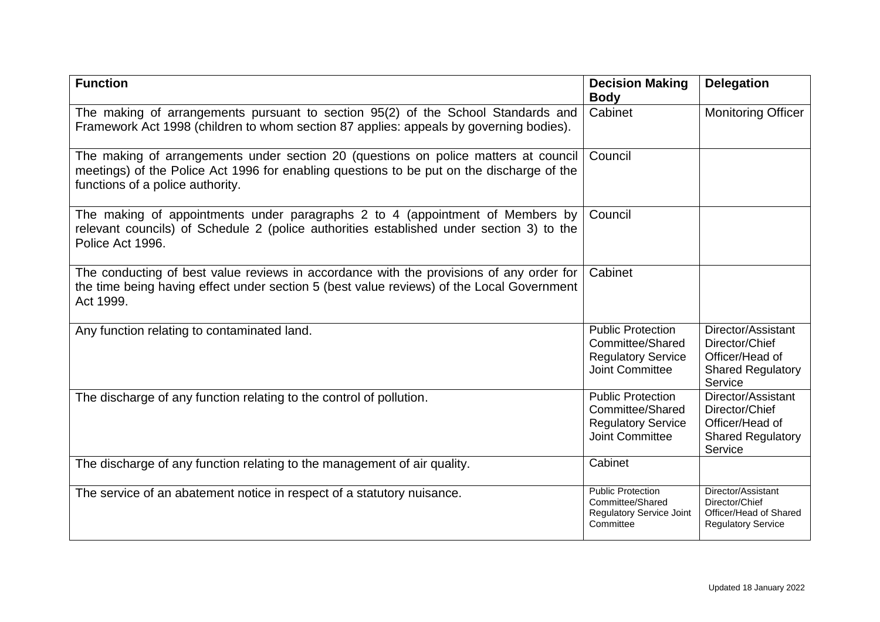| Function | Decision Making Body | Delegation |
|---|---|---|
| The making of arrangements pursuant to section 95(2) of the School Standards and Framework Act 1998 (children to whom section 87 applies: appeals by governing bodies). | Cabinet | Monitoring Officer |
| The making of arrangements under section 20 (questions on police matters at council meetings) of the Police Act 1996 for enabling questions to be put on the discharge of the functions of a police authority. | Council | |
| The making of appointments under paragraphs 2 to 4 (appointment of Members by relevant councils) of Schedule 2 (police authorities established under section 3) to the Police Act 1996. | Council | |
| The conducting of best value reviews in accordance with the provisions of any order for the time being having effect under section 5 (best value reviews) of the Local Government Act 1999. | Cabinet | |
| Any function relating to contaminated land. | Public Protection Committee/Shared Regulatory Service Joint Committee | Director/Assistant Director/Chief Officer/Head of Shared Regulatory Service |
| The discharge of any function relating to the control of pollution. | Public Protection Committee/Shared Regulatory Service Joint Committee | Director/Assistant Director/Chief Officer/Head of Shared Regulatory Service |
| The discharge of any function relating to the management of air quality. | Cabinet | |
| The service of an abatement notice in respect of a statutory nuisance. | Public Protection Committee/Shared Regulatory Service Joint Committee | Director/Assistant Director/Chief Officer/Head of Shared Regulatory Service |

Updated 18 January 2022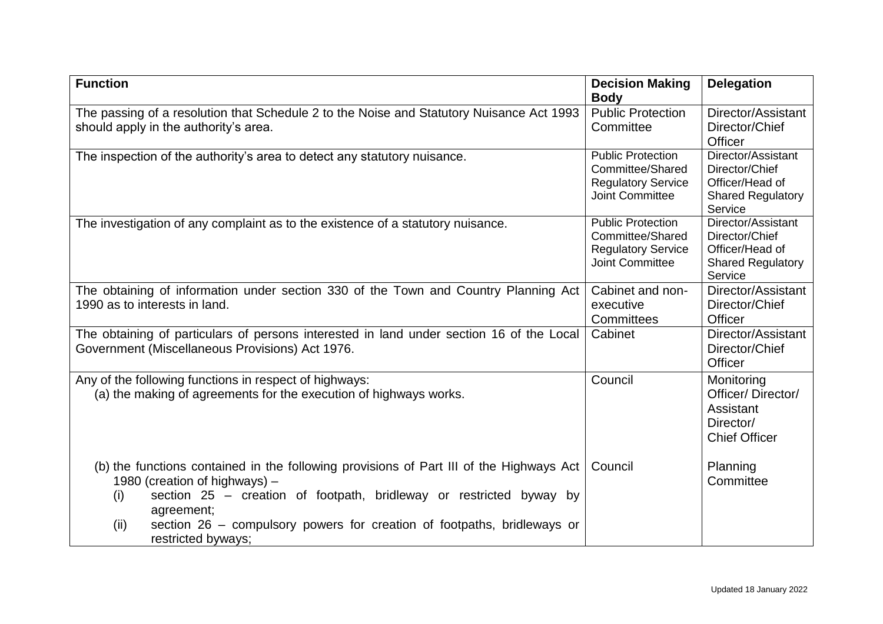| Function | Decision Making Body | Delegation |
| --- | --- | --- |
| The passing of a resolution that Schedule 2 to the Noise and Statutory Nuisance Act 1993 should apply in the authority's area. | Public Protection Committee | Director/Assistant Director/Chief Officer |
| The inspection of the authority's area to detect any statutory nuisance. | Public Protection Committee/Shared Regulatory Service Joint Committee | Director/Assistant Director/Chief Officer/Head of Shared Regulatory Service |
| The investigation of any complaint as to the existence of a statutory nuisance. | Public Protection Committee/Shared Regulatory Service Joint Committee | Director/Assistant Director/Chief Officer/Head of Shared Regulatory Service |
| The obtaining of information under section 330 of the Town and Country Planning Act 1990 as to interests in land. | Cabinet and non-executive Committees | Director/Assistant Director/Chief Officer |
| The obtaining of particulars of persons interested in land under section 16 of the Local Government (Miscellaneous Provisions) Act 1976. | Cabinet | Director/Assistant Director/Chief Officer |
| Any of the following functions in respect of highways:<br>(a) the making of agreements for the execution of highways works. | Council | Monitoring Officer/ Director/ Assistant Director/ Chief Officer |
| (b) the functions contained in the following provisions of Part III of the Highways Act 1980 (creation of highways) –<br>(i) section 25 – creation of footpath, bridleway or restricted byway by agreement;<br>(ii) section 26 – compulsory powers for creation of footpaths, bridleways or restricted byways; | Council | Planning Committee |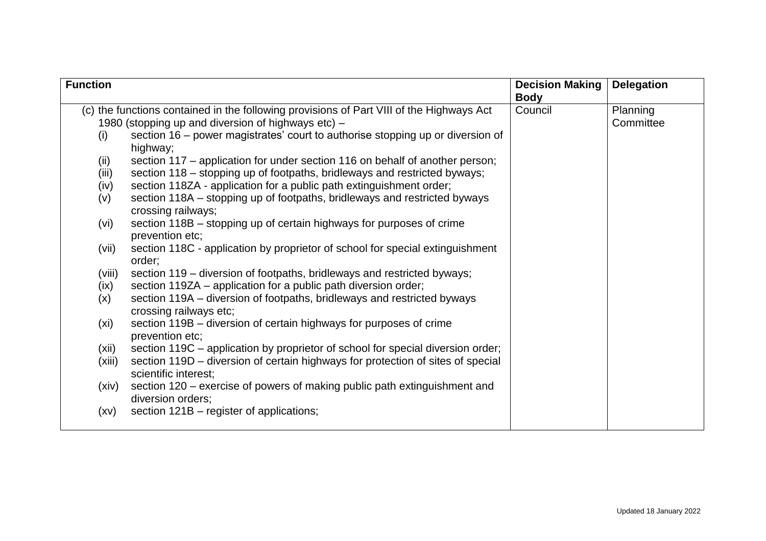| Function | Decision Making Body | Delegation |
|---|---|---|
| (c) the functions contained in the following provisions of Part VIII of the Highways Act 1980 (stopping up and diversion of highways etc) –<br>(i) section 16 – power magistrates' court to authorise stopping up or diversion of highway;<br>(ii) section 117 – application for under section 116 on behalf of another person;<br>(iii) section 118 – stopping up of footpaths, bridleways and restricted byways;<br>(iv) section 118ZA - application for a public path extinguishment order;<br>(v) section 118A – stopping up of footpaths, bridleways and restricted byways crossing railways;<br>(vi) section 118B – stopping up of certain highways for purposes of crime prevention etc;<br>(vii) section 118C - application by proprietor of school for special extinguishment order;<br>(viii) section 119 – diversion of footpaths, bridleways and restricted byways;<br>(ix) section 119ZA – application for a public path diversion order;<br>(x) section 119A – diversion of footpaths, bridleways and restricted byways crossing railways etc;<br>(xi) section 119B – diversion of certain highways for purposes of crime prevention etc;<br>(xii) section 119C – application by proprietor of school for special diversion order;<br>(xiii) section 119D – diversion of certain highways for protection of sites of special scientific interest;<br>(xiv) section 120 – exercise of powers of making public path extinguishment and diversion orders;<br>(xv) section 121B – register of applications; | Council | Planning Committee |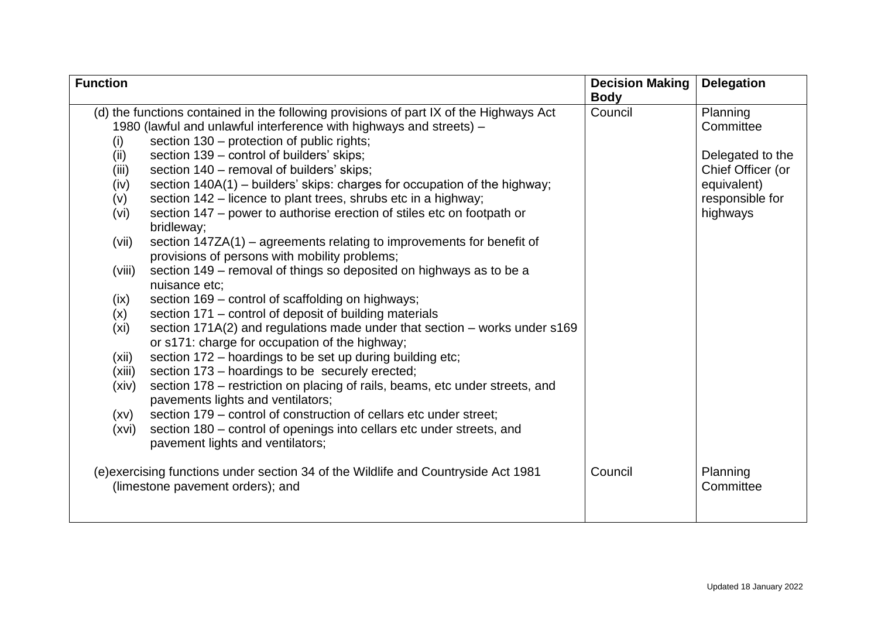| Function | Decision Making Body | Delegation |
|---|---|---|
| (d) the functions contained in the following provisions of part IX of the Highways Act 1980 (lawful and unlawful interference with highways and streets) –<br>(i) section 130 – protection of public rights;<br>(ii) section 139 – control of builders' skips;<br>(iii) section 140 – removal of builders' skips;<br>(iv) section 140A(1) – builders' skips: charges for occupation of the highway;<br>(v) section 142 – licence to plant trees, shrubs etc in a highway;<br>(vi) section 147 – power to authorise erection of stiles etc on footpath or bridleway;<br>(vii) section 147ZA(1) – agreements relating to improvements for benefit of provisions of persons with mobility problems;<br>(viii) section 149 – removal of things so deposited on highways as to be a nuisance etc;<br>(ix) section 169 – control of scaffolding on highways;<br>(x) section 171 – control of deposit of building materials<br>(xi) section 171A(2) and regulations made under that section – works under s169 or s171: charge for occupation of the highway;<br>(xii) section 172 – hoardings to be set up during building etc;<br>(xiii) section 173 – hoardings to be securely erected;<br>(xiv) section 178 – restriction on placing of rails, beams, etc under streets, and pavements lights and ventilators;<br>(xv) section 179 – control of construction of cellars etc under street;<br>(xvi) section 180 – control of openings into cellars etc under streets, and pavement lights and ventilators; | Council | Planning Committee<br><br>Delegated to the Chief Officer (or equivalent) responsible for highways |
| (e) exercising functions under section 34 of the Wildlife and Countryside Act 1981 (limestone pavement orders); and | Council | Planning Committee |

Updated 18 January 2022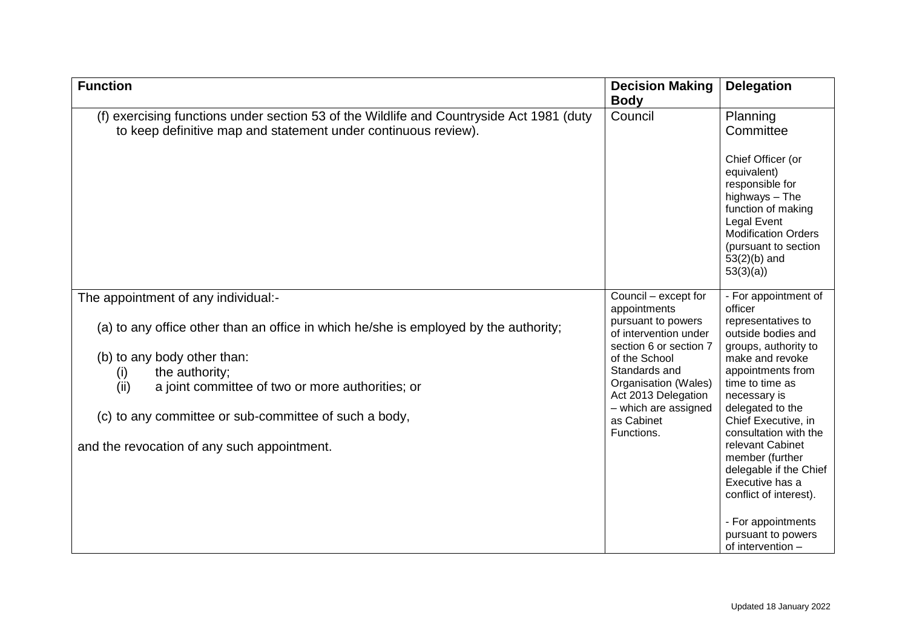| Function | Decision Making Body | Delegation |
| --- | --- | --- |
| (f) exercising functions under section 53 of the Wildlife and Countryside Act 1981 (duty to keep definitive map and statement under continuous review). | Council | Planning Committee<br><br>Chief Officer (or equivalent) responsible for highways – The function of making Legal Event Modification Orders (pursuant to section 53(2)(b) and 53(3)(a)) |
| The appointment of any individual:-<br><br>(a) to any office other than an office in which he/she is employed by the authority;<br><br>(b) to any body other than:<br>(i) the authority;<br>(ii) a joint committee of two or more authorities; or<br><br>(c) to any committee or sub-committee of such a body,<br><br>and the revocation of any such appointment. | Council – except for appointments pursuant to powers of intervention under section 6 or section 7 of the School Standards and Organisation (Wales) Act 2013 Delegation – which are assigned as Cabinet Functions. | - For appointment of officer representatives to outside bodies and groups, authority to make and revoke appointments from time to time as necessary is delegated to the Chief Executive, in consultation with the relevant Cabinet member (further delegable if the Chief Executive has a conflict of interest).<br><br>- For appointments pursuant to powers of intervention – |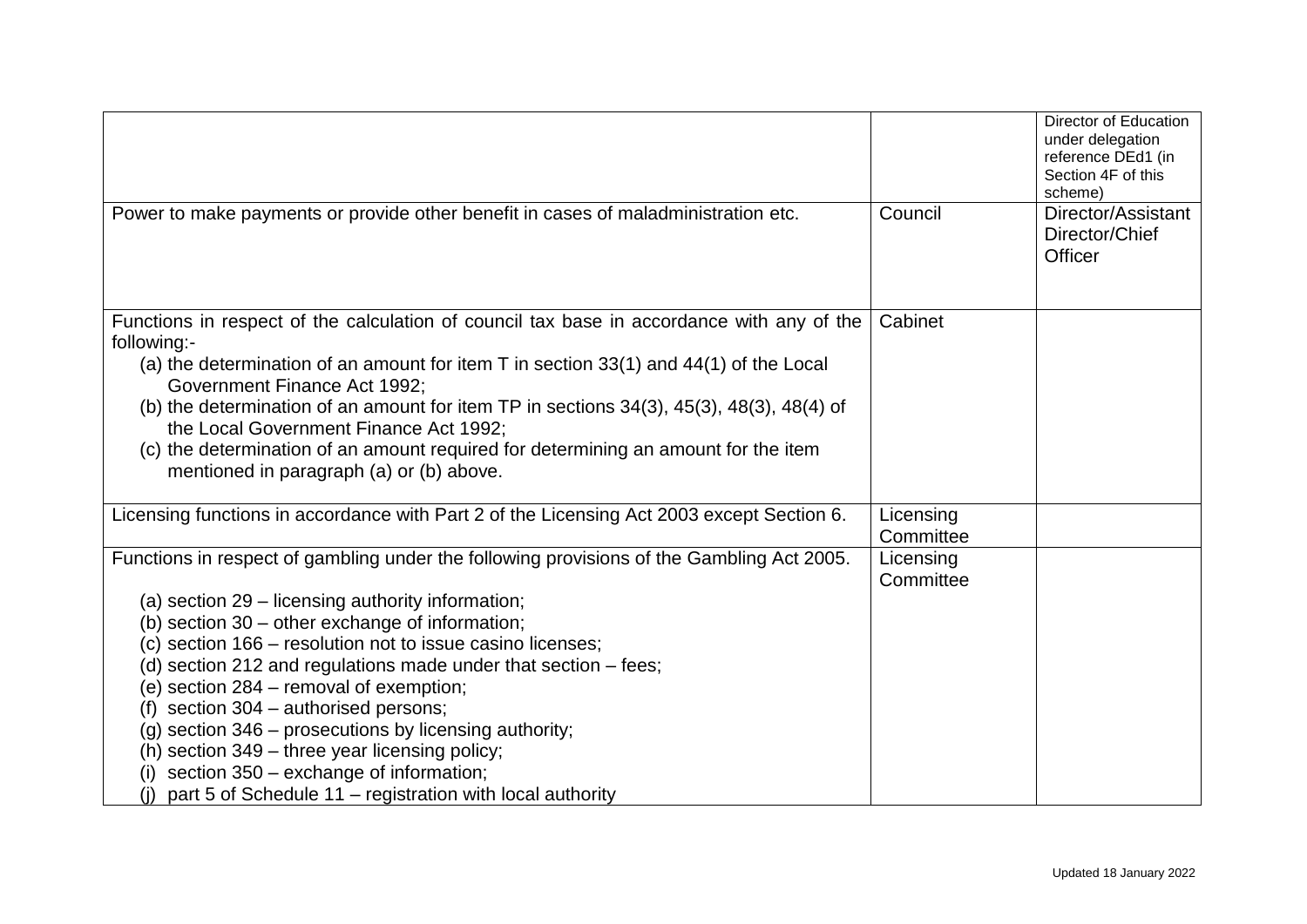| | | |
|---|---|---|
| | | Director of Education under delegation reference DEd1 (in Section 4F of this scheme) |
| Power to make payments or provide other benefit in cases of maladministration etc. | Council | Director/Assistant Director/Chief Officer |
| Functions in respect of the calculation of council tax base in accordance with any of the following:-<br>(a) the determination of an amount for item T in section 33(1) and 44(1) of the Local Government Finance Act 1992;<br>(b) the determination of an amount for item TP in sections 34(3), 45(3), 48(3), 48(4) of the Local Government Finance Act 1992;<br>(c) the determination of an amount required for determining an amount for the item mentioned in paragraph (a) or (b) above. | Cabinet | |
| Licensing functions in accordance with Part 2 of the Licensing Act 2003 except Section 6. | Licensing Committee | |
| Functions in respect of gambling under the following provisions of the Gambling Act 2005.<br><br>(a) section 29 – licensing authority information;<br>(b) section 30 – other exchange of information;<br>(c) section 166 – resolution not to issue casino licenses;<br>(d) section 212 and regulations made under that section – fees;<br>(e) section 284 – removal of exemption;<br>(f) section 304 – authorised persons;<br>(g) section 346 – prosecutions by licensing authority;<br>(h) section 349 – three year licensing policy;<br>(i) section 350 – exchange of information;<br>(j) part 5 of Schedule 11 – registration with local authority | Licensing Committee | |

Updated 18 January 2022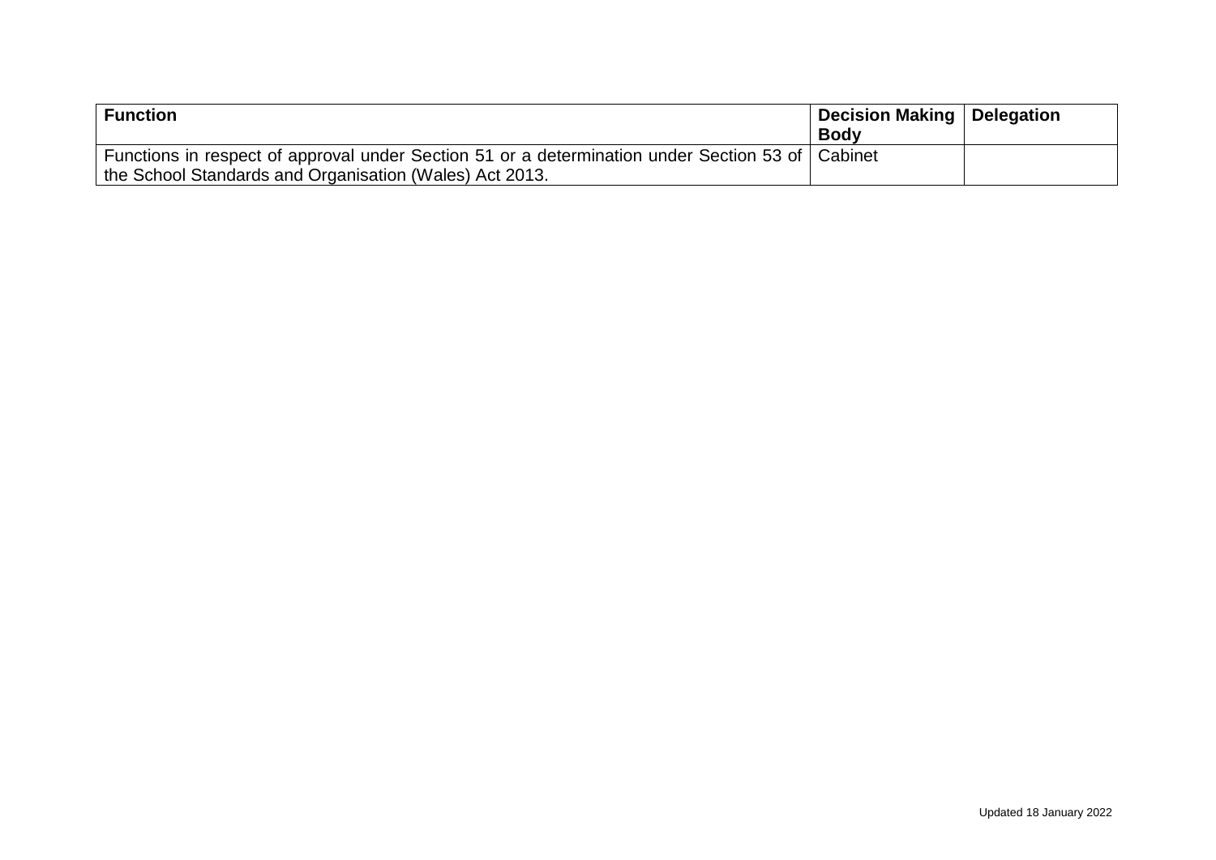| Function | Decision Making Body | Delegation |
|---|---|---|
| Functions in respect of approval under Section 51 or a determination under Section 53 of the School Standards and Organisation (Wales) Act 2013. | Cabinet | |

Updated 18 January 2022